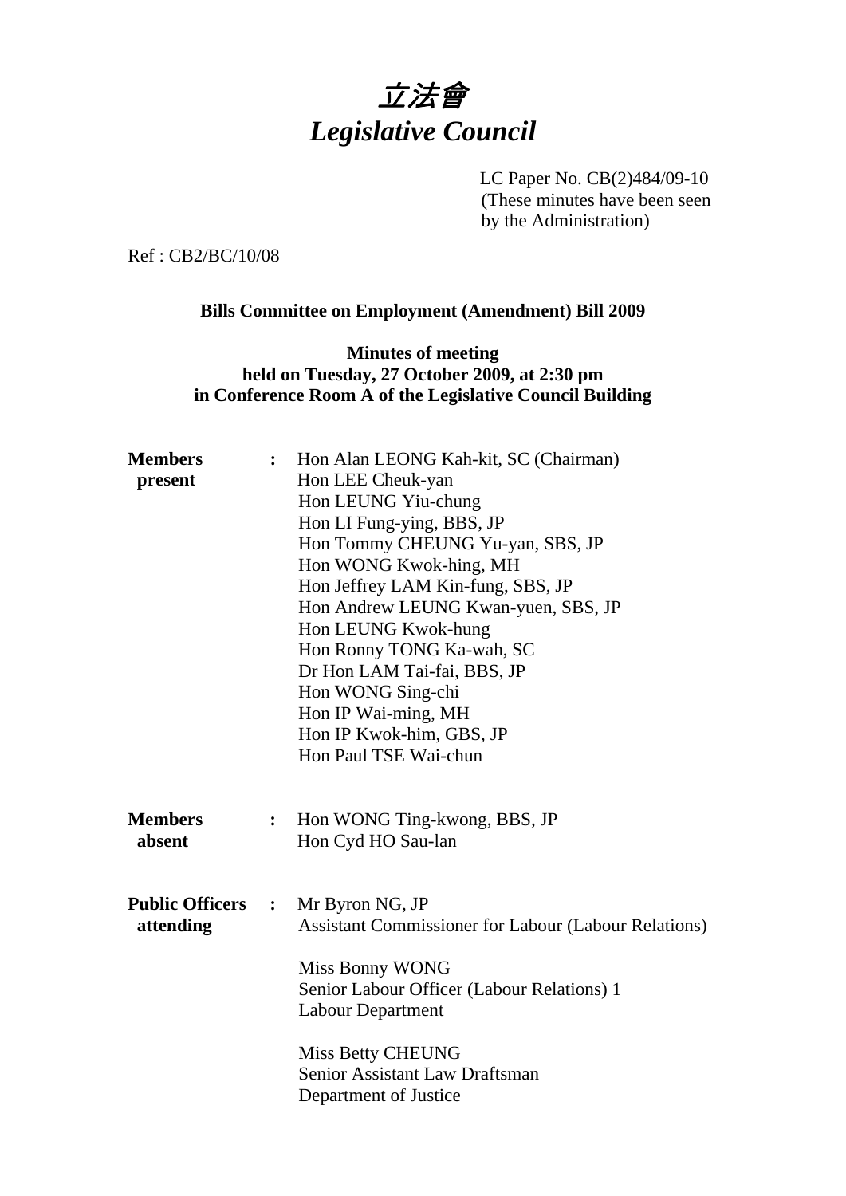# *立法會*
# *Legislative Council*

LC Paper No. CB(2)484/09-10
(These minutes have been seen by the Administration)

Ref : CB2/BC/10/08

**Bills Committee on Employment (Amendment) Bill 2009**

**Minutes of meeting**
**held on Tuesday, 27 October 2009, at 2:30 pm**
**in Conference Room A of the Legislative Council Building**

| | | |
|---|---|---|
| **Members present** | **:** | Hon Alan LEONG Kah-kit, SC (Chairman)<br>Hon LEE Cheuk-yan<br>Hon LEUNG Yiu-chung<br>Hon LI Fung-ying, BBS, JP<br>Hon Tommy CHEUNG Yu-yan, SBS, JP<br>Hon WONG Kwok-hing, MH<br>Hon Jeffrey LAM Kin-fung, SBS, JP<br>Hon Andrew LEUNG Kwan-yuen, SBS, JP<br>Hon LEUNG Kwok-hung<br>Hon Ronny TONG Ka-wah, SC<br>Dr Hon LAM Tai-fai, BBS, JP<br>Hon WONG Sing-chi<br>Hon IP Wai-ming, MH<br>Hon IP Kwok-him, GBS, JP<br>Hon Paul TSE Wai-chun |
| **Members absent** | **:** | Hon WONG Ting-kwong, BBS, JP<br>Hon Cyd HO Sau-lan |
| **Public Officers attending** | **:** | Mr Byron NG, JP<br>Assistant Commissioner for Labour (Labour Relations)<br><br>Miss Bonny WONG<br>Senior Labour Officer (Labour Relations) 1<br>Labour Department<br><br>Miss Betty CHEUNG<br>Senior Assistant Law Draftsman<br>Department of Justice |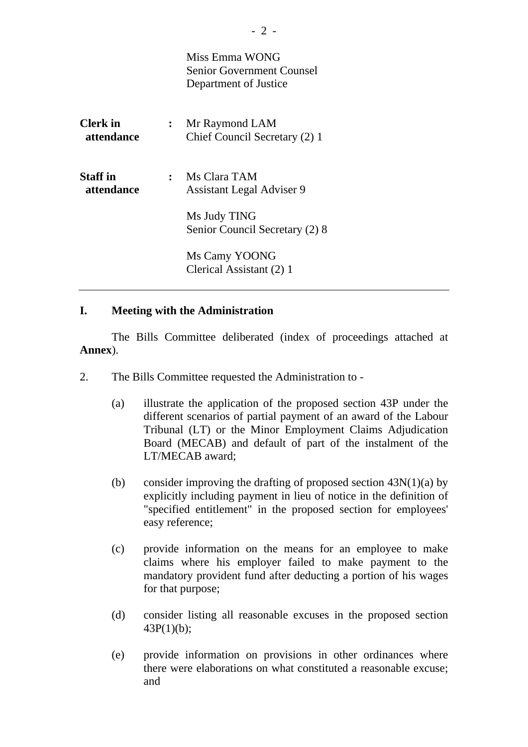Miss Emma WONG
Senior Government Counsel
Department of Justice

| | | |
|---|---|---|
| **Clerk in attendance** | **:** | Mr Raymond LAM<br>Chief Council Secretary (2) 1 |
| **Staff in attendance** | **:** | Ms Clara TAM<br>Assistant Legal Adviser 9<br><br>Ms Judy TING<br>Senior Council Secretary (2) 8<br><br>Ms Camy YOONG<br>Clerical Assistant (2) 1 |

---

## I. Meeting with the Administration

The Bills Committee deliberated (index of proceedings attached at **Annex**).

2. The Bills Committee requested the Administration to -

   (a) illustrate the application of the proposed section 43P under the different scenarios of partial payment of an award of the Labour Tribunal (LT) or the Minor Employment Claims Adjudication Board (MECAB) and default of part of the instalment of the LT/MECAB award;

   (b) consider improving the drafting of proposed section 43N(1)(a) by explicitly including payment in lieu of notice in the definition of "specified entitlement" in the proposed section for employees' easy reference;

   (c) provide information on the means for an employee to make claims where his employer failed to make payment to the mandatory provident fund after deducting a portion of his wages for that purpose;

   (d) consider listing all reasonable excuses in the proposed section 43P(1)(b);

   (e) provide information on provisions in other ordinances where there were elaborations on what constituted a reasonable excuse; and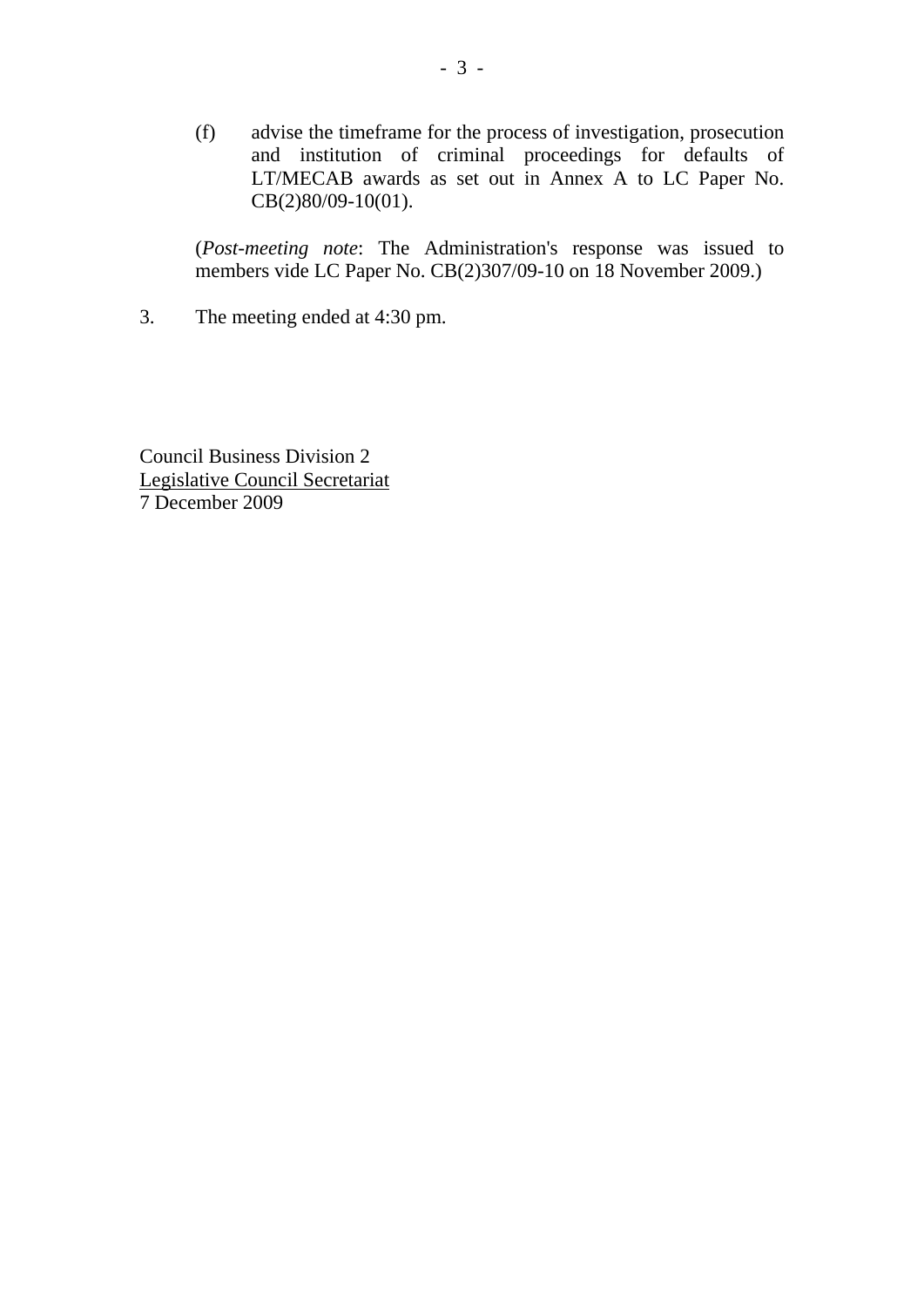(f) advise the timeframe for the process of investigation, prosecution and institution of criminal proceedings for defaults of LT/MECAB awards as set out in Annex A to LC Paper No. CB(2)80/09-10(01).

(*Post-meeting note*: The Administration's response was issued to members vide LC Paper No. CB(2)307/09-10 on 18 November 2009.)

3. The meeting ended at 4:30 pm.

Council Business Division 2
Legislative Council Secretariat
7 December 2009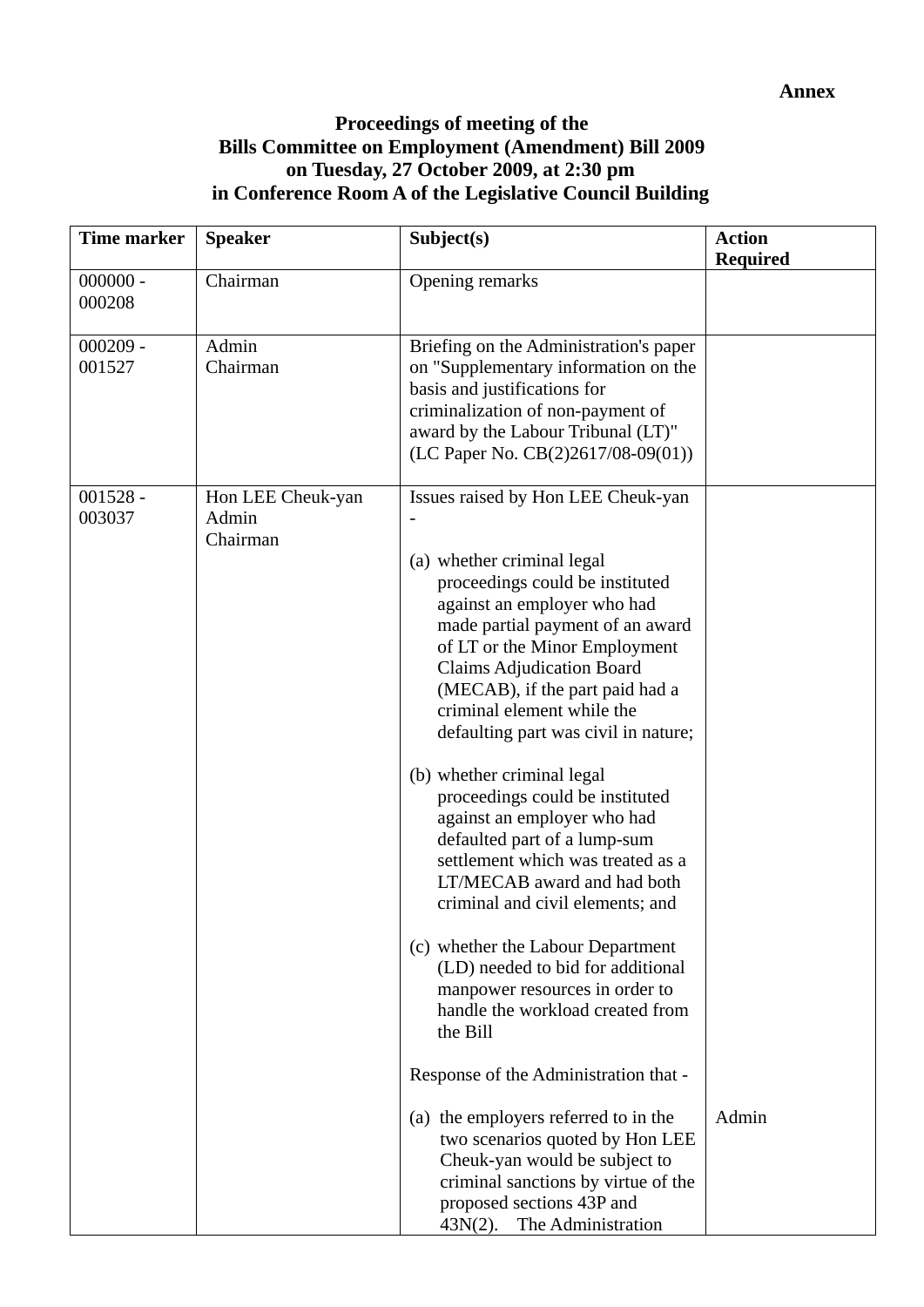**Annex**

**Proceedings of meeting of the Bills Committee on Employment (Amendment) Bill 2009 on Tuesday, 27 October 2009, at 2:30 pm in Conference Room A of the Legislative Council Building**

| Time marker | Speaker | Subject(s) | Action Required |
|---|---|---|---|
| 000000 - 000208 | Chairman | Opening remarks | |
| 000209 - 001527 | Admin<br>Chairman | Briefing on the Administration's paper on "Supplementary information on the basis and justifications for criminalization of non-payment of award by the Labour Tribunal (LT)" (LC Paper No. CB(2)2617/08-09(01)) | |
| 001528 - 003037 | Hon LEE Cheuk-yan<br>Admin<br>Chairman | Issues raised by Hon LEE Cheuk-yan -<br><br>(a) whether criminal legal proceedings could be instituted against an employer who had made partial payment of an award of LT or the Minor Employment Claims Adjudication Board (MECAB), if the part paid had a criminal element while the defaulting part was civil in nature;<br><br>(b) whether criminal legal proceedings could be instituted against an employer who had defaulted part of a lump-sum settlement which was treated as a LT/MECAB award and had both criminal and civil elements; and<br><br>(c) whether the Labour Department (LD) needed to bid for additional manpower resources in order to handle the workload created from the Bill<br><br>Response of the Administration that -<br><br>(a) the employers referred to in the two scenarios quoted by Hon LEE Cheuk-yan would be subject to criminal sanctions by virtue of the proposed sections 43P and 43N(2). The Administration | Admin |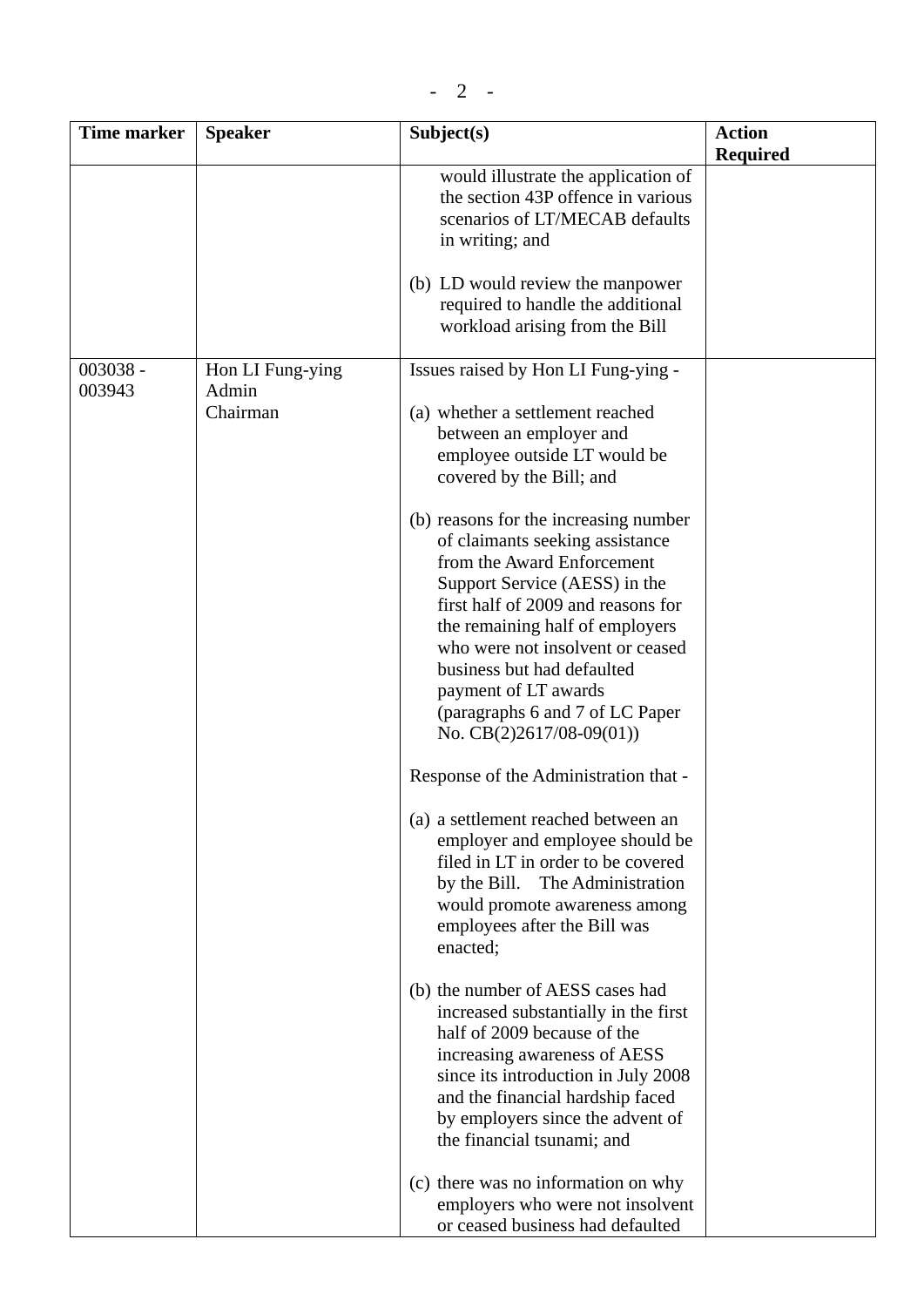| Time marker | Speaker | Subject(s) | Action Required |
|---|---|---|---|
| | | would illustrate the application of the section 43P offence in various scenarios of LT/MECAB defaults in writing; and<br><br>(b) LD would review the manpower required to handle the additional workload arising from the Bill | |
| 003038 - 003943 | Hon LI Fung-ying<br>Admin<br>Chairman | Issues raised by Hon LI Fung-ying -<br><br>(a) whether a settlement reached between an employer and employee outside LT would be covered by the Bill; and<br><br>(b) reasons for the increasing number of claimants seeking assistance from the Award Enforcement Support Service (AESS) in the first half of 2009 and reasons for the remaining half of employers who were not insolvent or ceased business but had defaulted payment of LT awards (paragraphs 6 and 7 of LC Paper No. CB(2)2617/08-09(01))<br><br>Response of the Administration that -<br><br>(a) a settlement reached between an employer and employee should be filed in LT in order to be covered by the Bill. The Administration would promote awareness among employees after the Bill was enacted;<br><br>(b) the number of AESS cases had increased substantially in the first half of 2009 because of the increasing awareness of AESS since its introduction in July 2008 and the financial hardship faced by employers since the advent of the financial tsunami; and<br><br>(c) there was no information on why employers who were not insolvent or ceased business had defaulted | |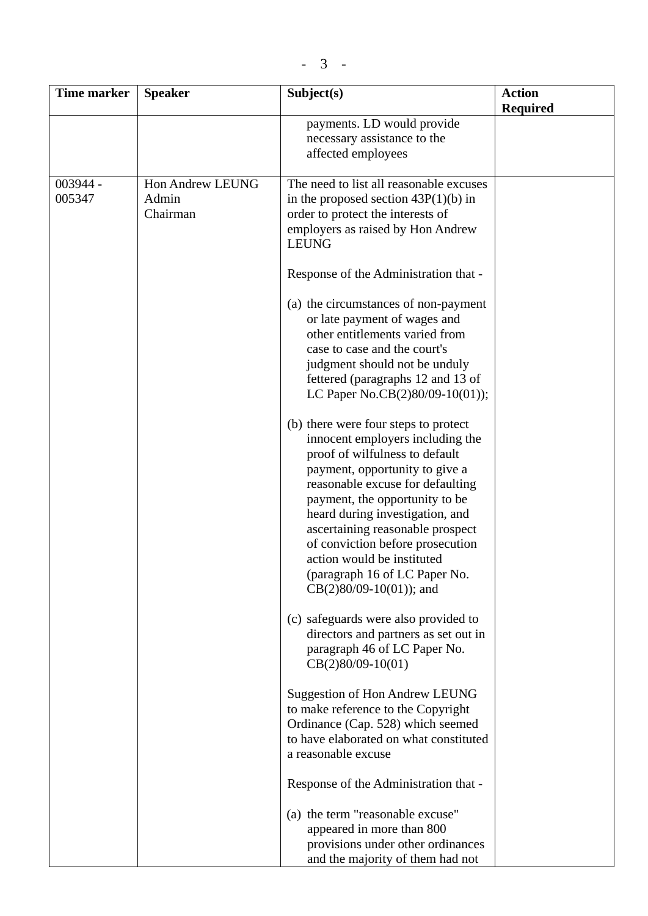| Time marker | Speaker | Subject(s) | Action Required |
|---|---|---|---|
| | | payments. LD would provide necessary assistance to the affected employees | |
| 003944 - 005347 | Hon Andrew LEUNG<br>Admin<br>Chairman | The need to list all reasonable excuses in the proposed section 43P(1)(b) in order to protect the interests of employers as raised by Hon Andrew LEUNG<br><br>Response of the Administration that -<br><br>(a) the circumstances of non-payment or late payment of wages and other entitlements varied from case to case and the court's judgment should not be unduly fettered (paragraphs 12 and 13 of LC Paper No.CB(2)80/09-10(01));<br><br>(b) there were four steps to protect innocent employers including the proof of wilfulness to default payment, opportunity to give a reasonable excuse for defaulting payment, the opportunity to be heard during investigation, and ascertaining reasonable prospect of conviction before prosecution action would be instituted (paragraph 16 of LC Paper No. CB(2)80/09-10(01)); and<br><br>(c) safeguards were also provided to directors and partners as set out in paragraph 46 of LC Paper No. CB(2)80/09-10(01)<br><br>Suggestion of Hon Andrew LEUNG to make reference to the Copyright Ordinance (Cap. 528) which seemed to have elaborated on what constituted a reasonable excuse<br><br>Response of the Administration that -<br><br>(a) the term "reasonable excuse" appeared in more than 800 provisions under other ordinances and the majority of them had not | |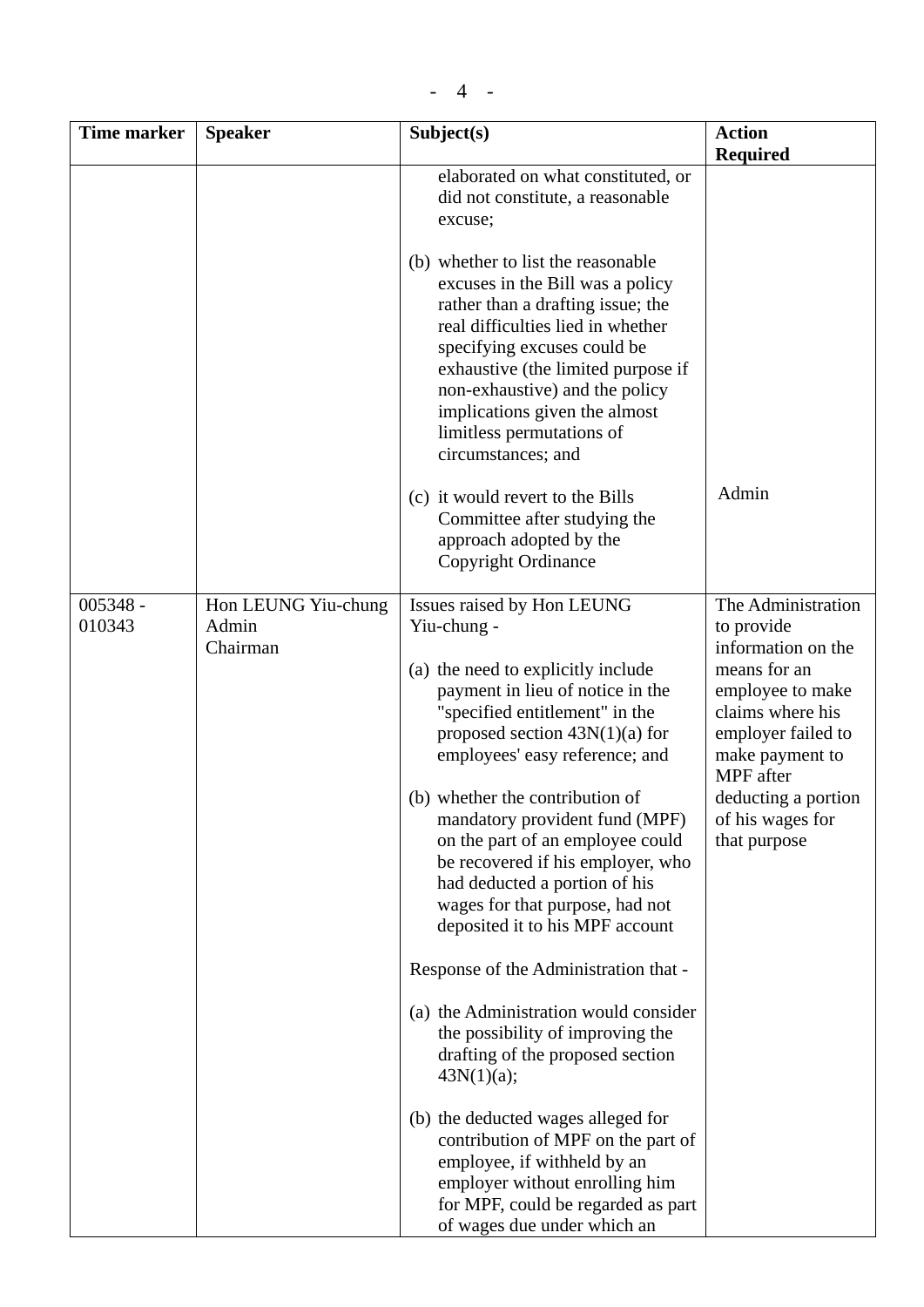| Time marker | Speaker | Subject(s) | Action Required |
|---|---|---|---|
| | | elaborated on what constituted, or did not constitute, a reasonable excuse;<br><br>(b) whether to list the reasonable excuses in the Bill was a policy rather than a drafting issue; the real difficulties lied in whether specifying excuses could be exhaustive (the limited purpose if non-exhaustive) and the policy implications given the almost limitless permutations of circumstances; and<br><br>(c) it would revert to the Bills Committee after studying the approach adopted by the Copyright Ordinance | Admin |
| 005348 - 010343 | Hon LEUNG Yiu-chung<br>Admin<br>Chairman | Issues raised by Hon LEUNG Yiu-chung -<br><br>(a) the need to explicitly include payment in lieu of notice in the "specified entitlement" in the proposed section 43N(1)(a) for employees' easy reference; and<br><br>(b) whether the contribution of mandatory provident fund (MPF) on the part of an employee could be recovered if his employer, who had deducted a portion of his wages for that purpose, had not deposited it to his MPF account<br><br>Response of the Administration that -<br><br>(a) the Administration would consider the possibility of improving the drafting of the proposed section 43N(1)(a);<br><br>(b) the deducted wages alleged for contribution of MPF on the part of employee, if withheld by an employer without enrolling him for MPF, could be regarded as part of wages due under which an | The Administration to provide information on the means for an employee to make claims where his employer failed to make payment to MPF after deducting a portion of his wages for that purpose |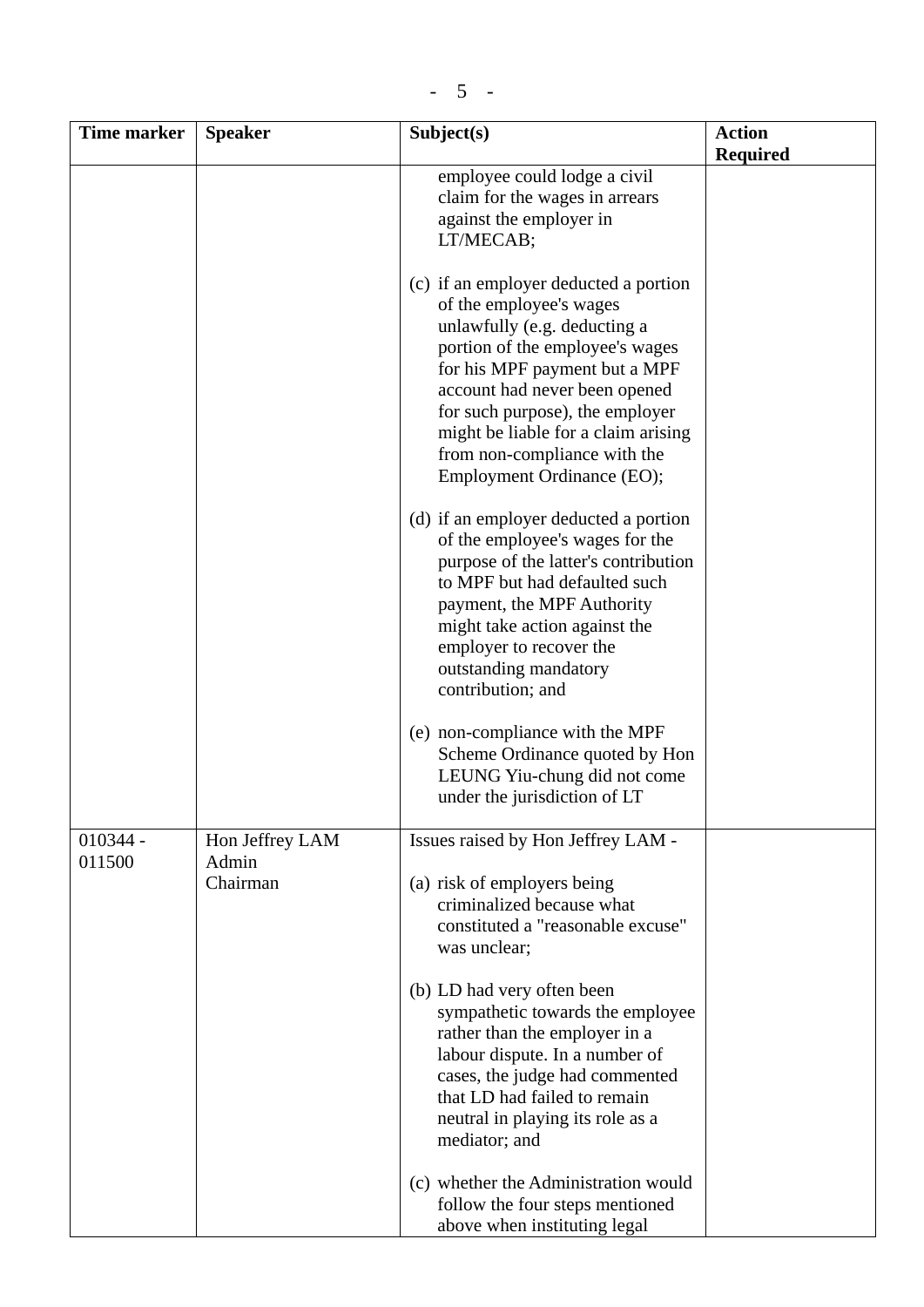| Time marker | Speaker | Subject(s) | Action Required |
|---|---|---|---|
| | | employee could lodge a civil claim for the wages in arrears against the employer in LT/MECAB;<br><br>(c) if an employer deducted a portion of the employee's wages unlawfully (e.g. deducting a portion of the employee's wages for his MPF payment but a MPF account had never been opened for such purpose), the employer might be liable for a claim arising from non-compliance with the Employment Ordinance (EO);<br><br>(d) if an employer deducted a portion of the employee's wages for the purpose of the latter's contribution to MPF but had defaulted such payment, the MPF Authority might take action against the employer to recover the outstanding mandatory contribution; and<br><br>(e) non-compliance with the MPF Scheme Ordinance quoted by Hon LEUNG Yiu-chung did not come under the jurisdiction of LT | |
| 010344 - 011500 | Hon Jeffrey LAM<br>Admin<br>Chairman | Issues raised by Hon Jeffrey LAM -<br><br>(a) risk of employers being criminalized because what constituted a "reasonable excuse" was unclear;<br><br>(b) LD had very often been sympathetic towards the employee rather than the employer in a labour dispute. In a number of cases, the judge had commented that LD had failed to remain neutral in playing its role as a mediator; and<br><br>(c) whether the Administration would follow the four steps mentioned above when instituting legal | |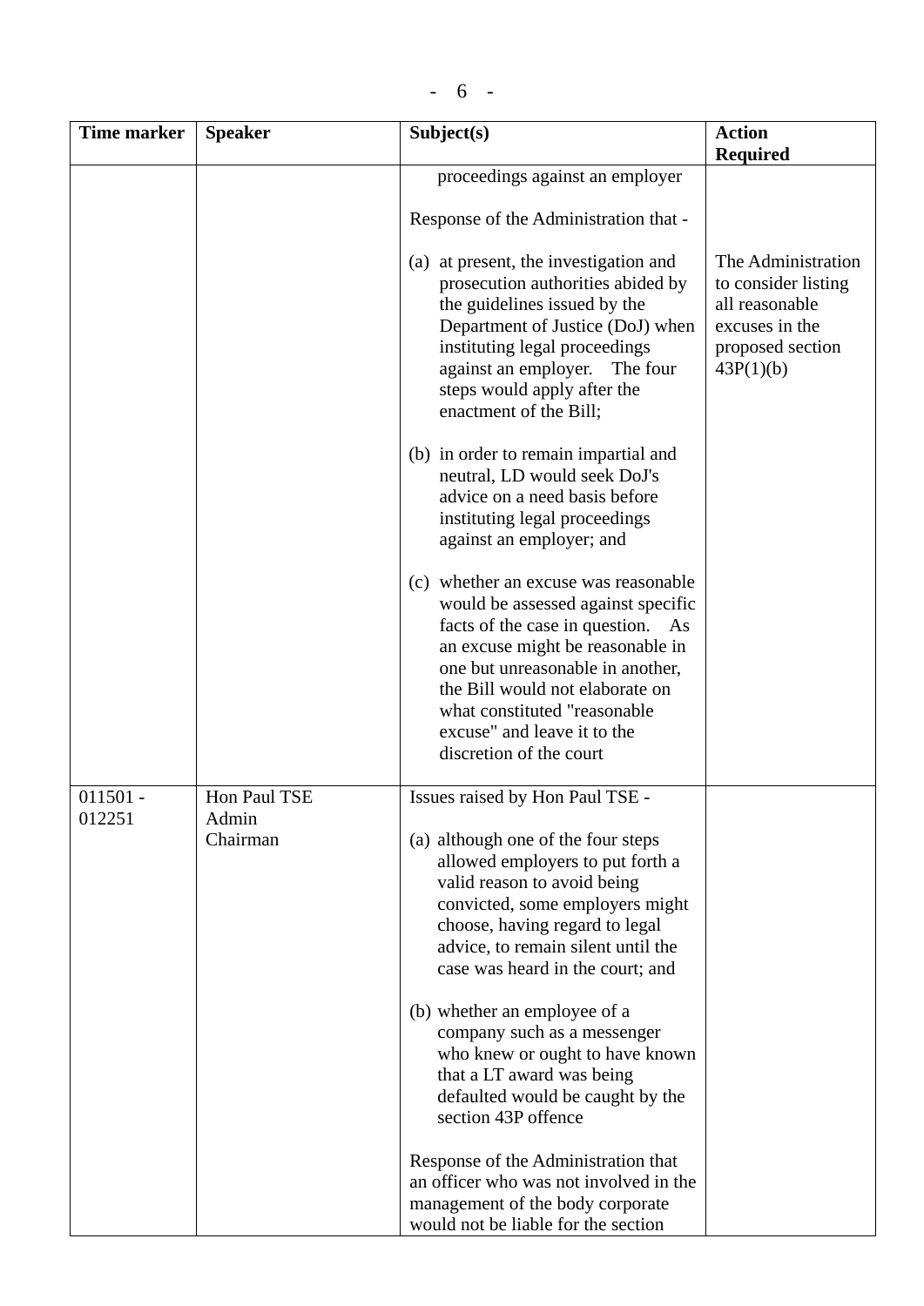| Time marker | Speaker | Subject(s) | Action Required |
|---|---|---|---|
| | | proceedings against an employer<br><br>Response of the Administration that -<br><br>(a) at present, the investigation and prosecution authorities abided by the guidelines issued by the Department of Justice (DoJ) when instituting legal proceedings against an employer. The four steps would apply after the enactment of the Bill;<br><br>(b) in order to remain impartial and neutral, LD would seek DoJ's advice on a need basis before instituting legal proceedings against an employer; and<br><br>(c) whether an excuse was reasonable would be assessed against specific facts of the case in question. As an excuse might be reasonable in one but unreasonable in another, the Bill would not elaborate on what constituted "reasonable excuse" and leave it to the discretion of the court | The Administration to consider listing all reasonable excuses in the proposed section 43P(1)(b) |
| 011501 - 012251 | Hon Paul TSE<br>Admin<br>Chairman | Issues raised by Hon Paul TSE -<br><br>(a) although one of the four steps allowed employers to put forth a valid reason to avoid being convicted, some employers might choose, having regard to legal advice, to remain silent until the case was heard in the court; and<br><br>(b) whether an employee of a company such as a messenger who knew or ought to have known that a LT award was being defaulted would be caught by the section 43P offence<br><br>Response of the Administration that an officer who was not involved in the management of the body corporate would not be liable for the section | |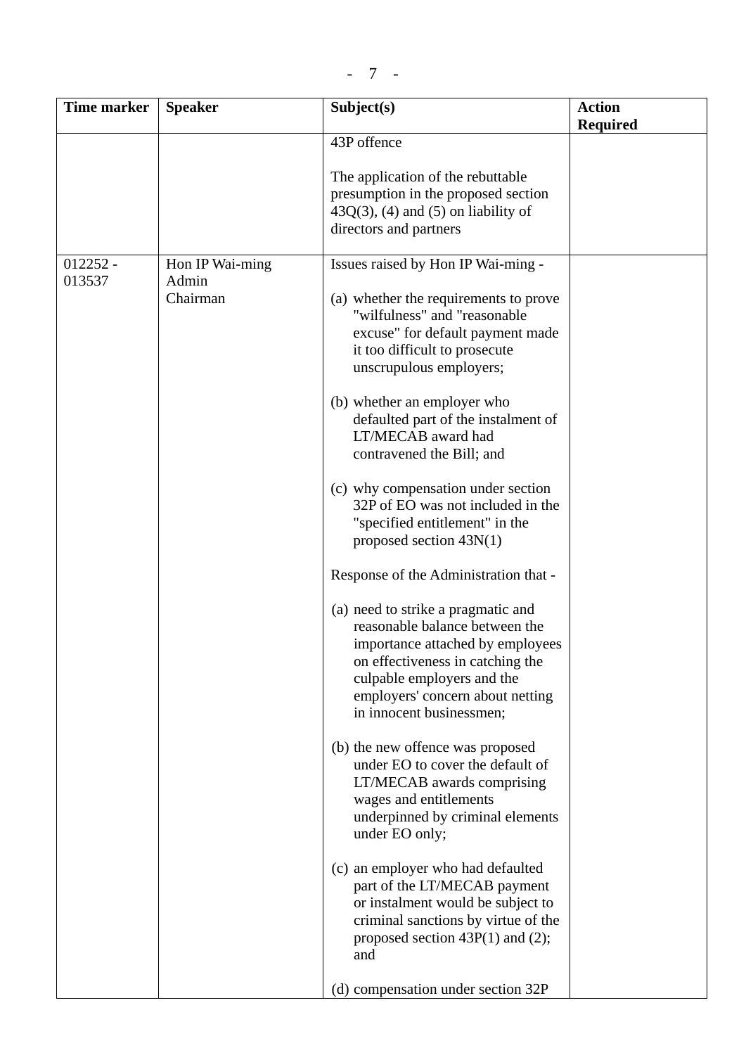| Time marker | Speaker | Subject(s) | Action Required |
|---|---|---|---|
| | | 43P offence<br><br>The application of the rebuttable presumption in the proposed section 43Q(3), (4) and (5) on liability of directors and partners | |
| 012252 - 013537 | Hon IP Wai-ming<br>Admin<br>Chairman | Issues raised by Hon IP Wai-ming -<br><br>(a) whether the requirements to prove "wilfulness" and "reasonable excuse" for default payment made it too difficult to prosecute unscrupulous employers;<br><br>(b) whether an employer who defaulted part of the instalment of LT/MECAB award had contravened the Bill; and<br><br>(c) why compensation under section 32P of EO was not included in the "specified entitlement" in the proposed section 43N(1)<br><br>Response of the Administration that -<br><br>(a) need to strike a pragmatic and reasonable balance between the importance attached by employees on effectiveness in catching the culpable employers and the employers' concern about netting in innocent businessmen;<br><br>(b) the new offence was proposed under EO to cover the default of LT/MECAB awards comprising wages and entitlements underpinned by criminal elements under EO only;<br><br>(c) an employer who had defaulted part of the LT/MECAB payment or instalment would be subject to criminal sanctions by virtue of the proposed section 43P(1) and (2); and<br><br>(d) compensation under section 32P | |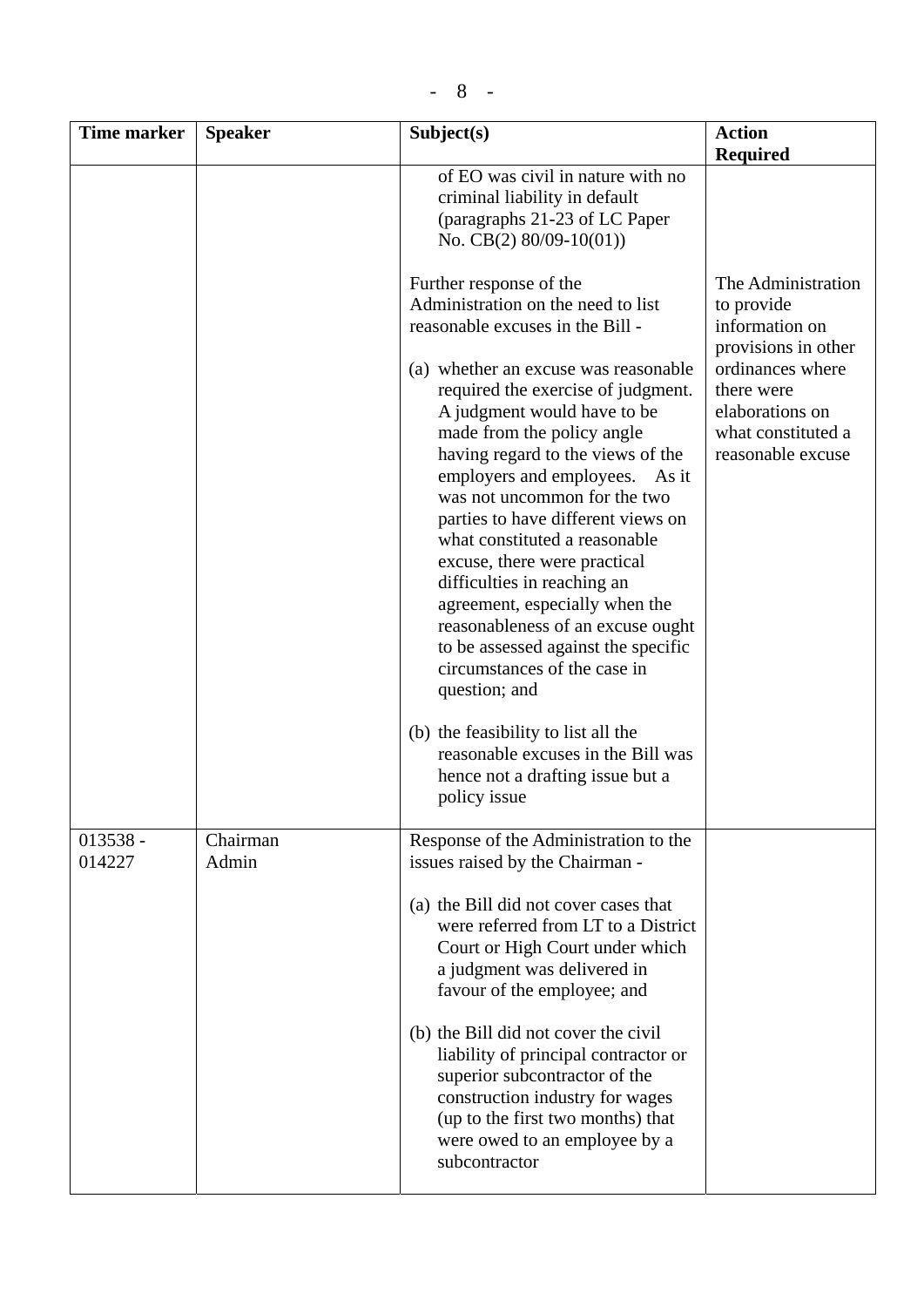| Time marker | Speaker | Subject(s) | Action Required |
|---|---|---|---|
| | | of EO was civil in nature with no criminal liability in default (paragraphs 21-23 of LC Paper No. CB(2) 80/09-10(01))<br><br>Further response of the Administration on the need to list reasonable excuses in the Bill -<br><br>(a) whether an excuse was reasonable required the exercise of judgment. A judgment would have to be made from the policy angle having regard to the views of the employers and employees. As it was not uncommon for the two parties to have different views on what constituted a reasonable excuse, there were practical difficulties in reaching an agreement, especially when the reasonableness of an excuse ought to be assessed against the specific circumstances of the case in question; and<br><br>(b) the feasibility to list all the reasonable excuses in the Bill was hence not a drafting issue but a policy issue | The Administration to provide information on provisions in other ordinances where there were elaborations on what constituted a reasonable excuse |
| 013538 - 014227 | Chairman<br>Admin | Response of the Administration to the issues raised by the Chairman -<br><br>(a) the Bill did not cover cases that were referred from LT to a District Court or High Court under which a judgment was delivered in favour of the employee; and<br><br>(b) the Bill did not cover the civil liability of principal contractor or superior subcontractor of the construction industry for wages (up to the first two months) that were owed to an employee by a subcontractor | |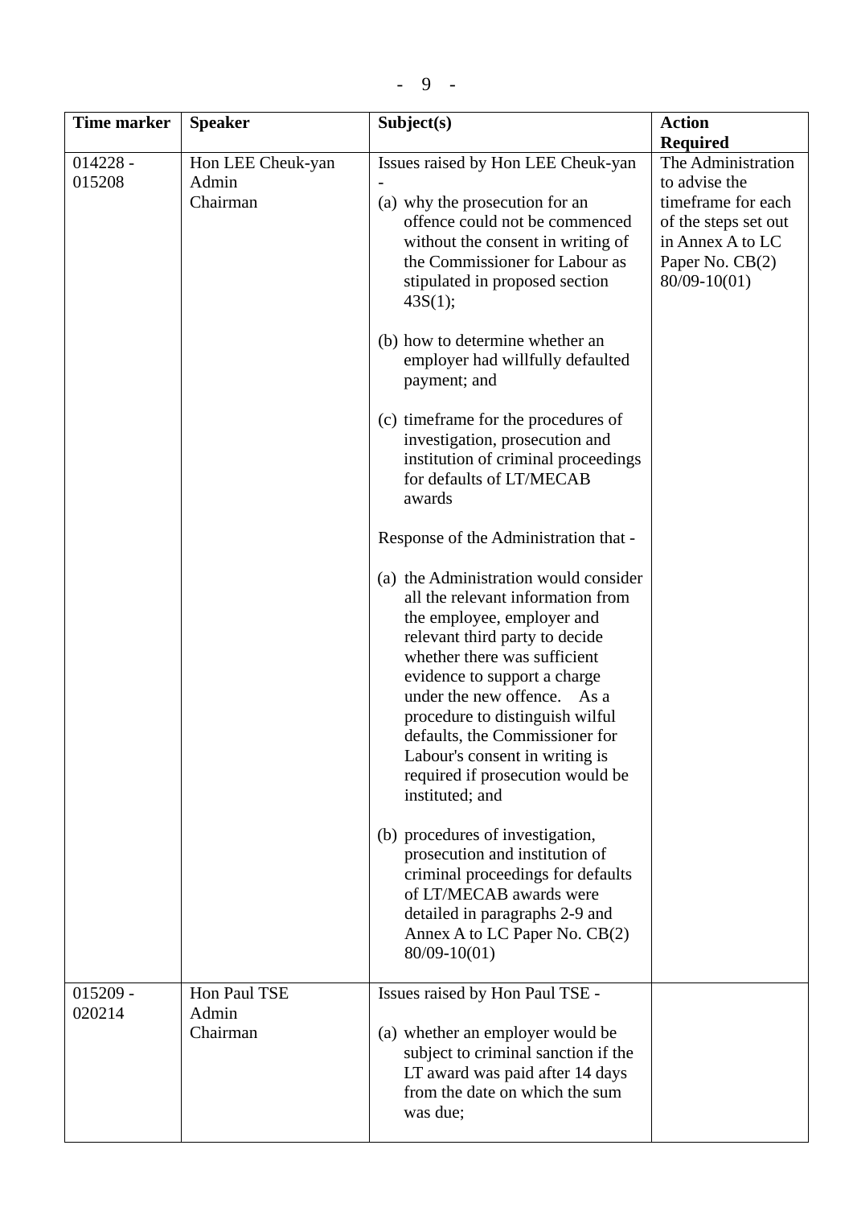| Time marker | Speaker | Subject(s) | Action Required |
|---|---|---|---|
| 014228 - 015208 | Hon LEE Cheuk-yan<br>Admin<br>Chairman | Issues raised by Hon LEE Cheuk-yan -<br><br>(a) why the prosecution for an offence could not be commenced without the consent in writing of the Commissioner for Labour as stipulated in proposed section 43S(1);<br><br>(b) how to determine whether an employer had willfully defaulted payment; and<br><br>(c) timeframe for the procedures of investigation, prosecution and institution of criminal proceedings for defaults of LT/MECAB awards<br><br>Response of the Administration that -<br><br>(a) the Administration would consider all the relevant information from the employee, employer and relevant third party to decide whether there was sufficient evidence to support a charge under the new offence. As a procedure to distinguish wilful defaults, the Commissioner for Labour's consent in writing is required if prosecution would be instituted; and<br><br>(b) procedures of investigation, prosecution and institution of criminal proceedings for defaults of LT/MECAB awards were detailed in paragraphs 2-9 and Annex A to LC Paper No. CB(2) 80/09-10(01) | The Administration to advise the timeframe for each of the steps set out in Annex A to LC Paper No. CB(2) 80/09-10(01) |
| 015209 - 020214 | Hon Paul TSE<br>Admin<br>Chairman | Issues raised by Hon Paul TSE -<br><br>(a) whether an employer would be subject to criminal sanction if the LT award was paid after 14 days from the date on which the sum was due; | |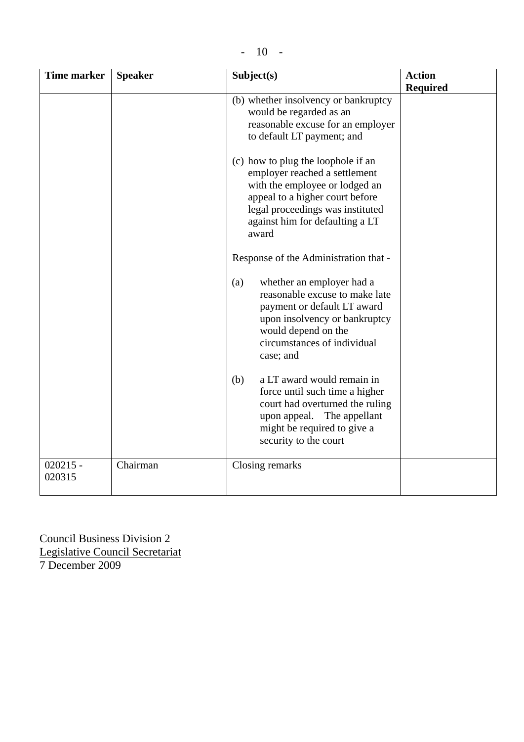| Time marker | Speaker | Subject(s) | Action Required |
|---|---|---|---|
| | | (b) whether insolvency or bankruptcy would be regarded as an reasonable excuse for an employer to default LT payment; and<br><br>(c) how to plug the loophole if an employer reached a settlement with the employee or lodged an appeal to a higher court before legal proceedings was instituted against him for defaulting a LT award<br><br>Response of the Administration that -<br><br>(a) whether an employer had a reasonable excuse to make late payment or default LT award upon insolvency or bankruptcy would depend on the circumstances of individual case; and<br><br>(b) a LT award would remain in force until such time a higher court had overturned the ruling upon appeal. The appellant might be required to give a security to the court | |
| 020215 - 020315 | Chairman | Closing remarks | |

Council Business Division 2
Legislative Council Secretariat
7 December 2009